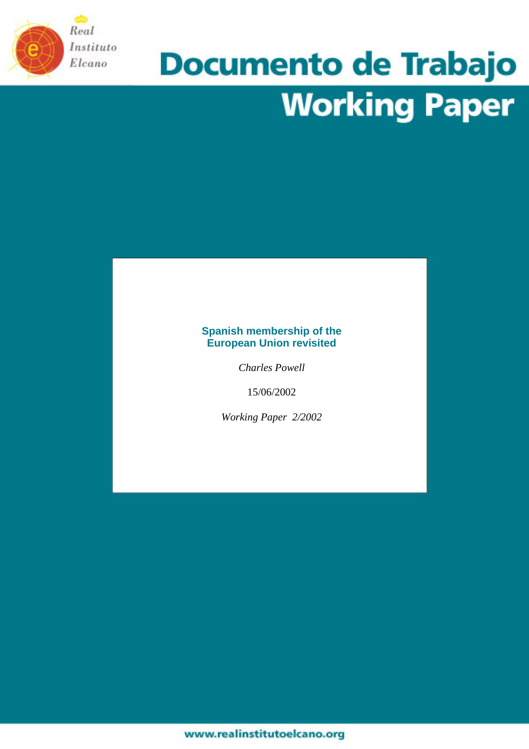Real Instituto Elcano

# Documento de Trabajo
# Working Paper

## Spanish membership of the European Union revisited

*Charles Powell*

15/06/2002

*Working Paper 2/2002*

www.realinstitutoelcano.org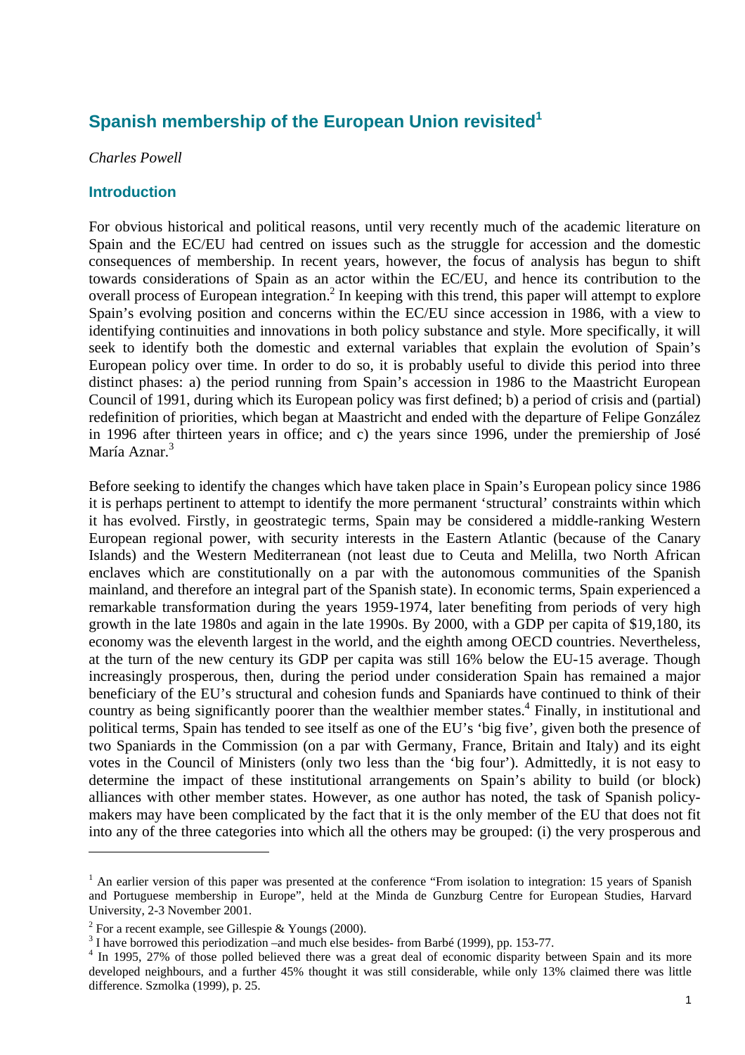## Spanish membership of the European Union revisited[1]

*Charles Powell*

### Introduction

For obvious historical and political reasons, until very recently much of the academic literature on Spain and the EC/EU had centred on issues such as the struggle for accession and the domestic consequences of membership. In recent years, however, the focus of analysis has begun to shift towards considerations of Spain as an actor within the EC/EU, and hence its contribution to the overall process of European integration.[2] In keeping with this trend, this paper will attempt to explore Spain's evolving position and concerns within the EC/EU since accession in 1986, with a view to identifying continuities and innovations in both policy substance and style. More specifically, it will seek to identify both the domestic and external variables that explain the evolution of Spain's European policy over time. In order to do so, it is probably useful to divide this period into three distinct phases: a) the period running from Spain's accession in 1986 to the Maastricht European Council of 1991, during which its European policy was first defined; b) a period of crisis and (partial) redefinition of priorities, which began at Maastricht and ended with the departure of Felipe González in 1996 after thirteen years in office; and c) the years since 1996, under the premiership of José María Aznar.[3]

Before seeking to identify the changes which have taken place in Spain's European policy since 1986 it is perhaps pertinent to attempt to identify the more permanent 'structural' constraints within which it has evolved. Firstly, in geostrategic terms, Spain may be considered a middle-ranking Western European regional power, with security interests in the Eastern Atlantic (because of the Canary Islands) and the Western Mediterranean (not least due to Ceuta and Melilla, two North African enclaves which are constitutionally on a par with the autonomous communities of the Spanish mainland, and therefore an integral part of the Spanish state). In economic terms, Spain experienced a remarkable transformation during the years 1959-1974, later benefiting from periods of very high growth in the late 1980s and again in the late 1990s. By 2000, with a GDP per capita of $19,180, its economy was the eleventh largest in the world, and the eighth among OECD countries. Nevertheless, at the turn of the new century its GDP per capita was still 16% below the EU-15 average. Though increasingly prosperous, then, during the period under consideration Spain has remained a major beneficiary of the EU's structural and cohesion funds and Spaniards have continued to think of their country as being significantly poorer than the wealthier member states.[4] Finally, in institutional and political terms, Spain has tended to see itself as one of the EU's 'big five', given both the presence of two Spaniards in the Commission (on a par with Germany, France, Britain and Italy) and its eight votes in the Council of Ministers (only two less than the 'big four'). Admittedly, it is not easy to determine the impact of these institutional arrangements on Spain's ability to build (or block) alliances with other member states. However, as one author has noted, the task of Spanish policy-makers may have been complicated by the fact that it is the only member of the EU that does not fit into any of the three categories into which all the others may be grouped: (i) the very prosperous and

---

[1] An earlier version of this paper was presented at the conference "From isolation to integration: 15 years of Spanish and Portuguese membership in Europe", held at the Minda de Gunzburg Centre for European Studies, Harvard University, 2-3 November 2001.

[2] For a recent example, see Gillespie & Youngs (2000).

[3] I have borrowed this periodization –and much else besides- from Barbé (1999), pp. 153-77.

[4] In 1995, 27% of those polled believed there was a great deal of economic disparity between Spain and its more developed neighbours, and a further 45% thought it was still considerable, while only 13% claimed there was little difference. Szmolka (1999), p. 25.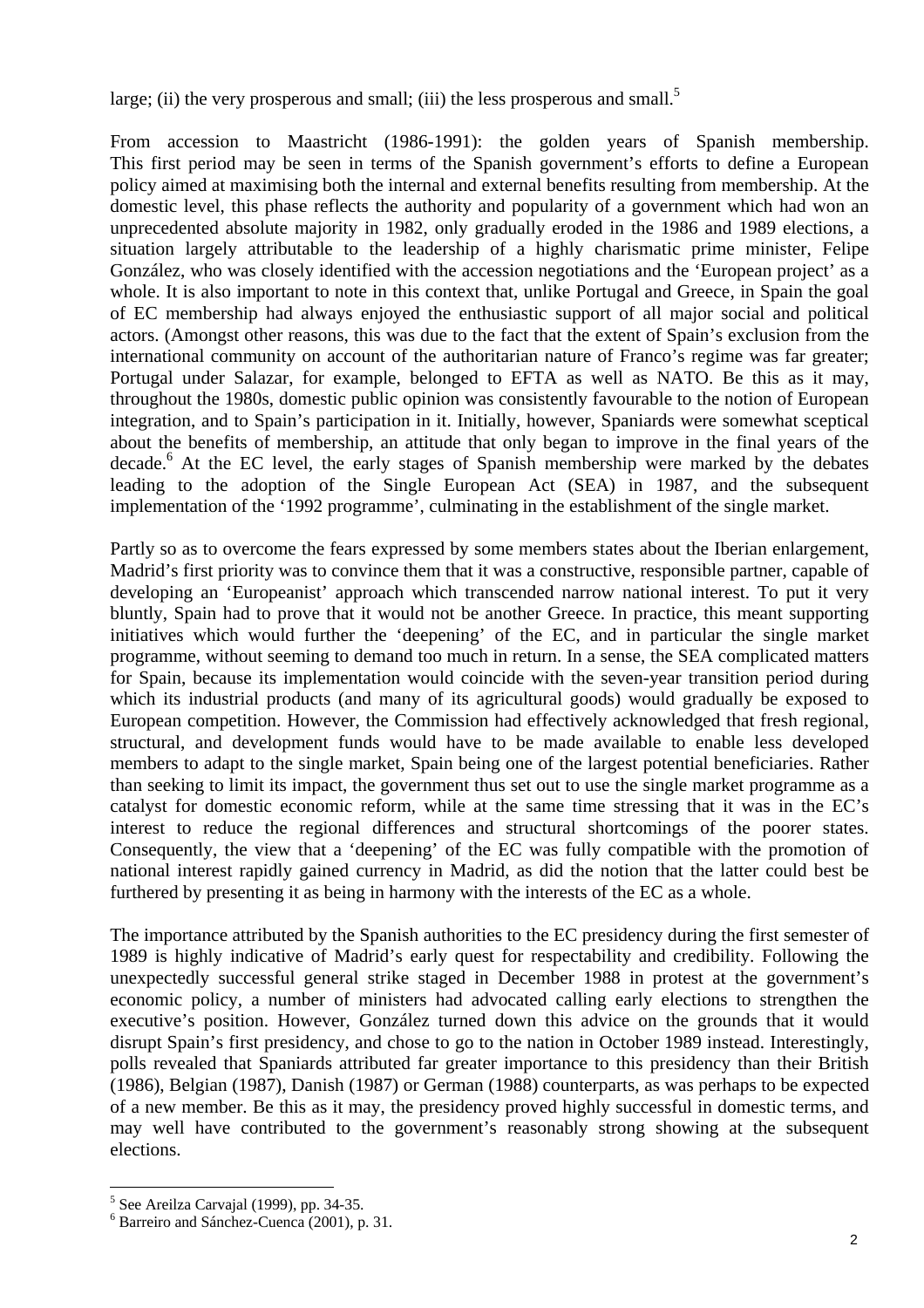large; (ii) the very prosperous and small; (iii) the less prosperous and small.[5]

From accession to Maastricht (1986-1991): the golden years of Spanish membership. This first period may be seen in terms of the Spanish government's efforts to define a European policy aimed at maximising both the internal and external benefits resulting from membership. At the domestic level, this phase reflects the authority and popularity of a government which had won an unprecedented absolute majority in 1982, only gradually eroded in the 1986 and 1989 elections, a situation largely attributable to the leadership of a highly charismatic prime minister, Felipe González, who was closely identified with the accession negotiations and the 'European project' as a whole. It is also important to note in this context that, unlike Portugal and Greece, in Spain the goal of EC membership had always enjoyed the enthusiastic support of all major social and political actors. (Amongst other reasons, this was due to the fact that the extent of Spain's exclusion from the international community on account of the authoritarian nature of Franco's regime was far greater; Portugal under Salazar, for example, belonged to EFTA as well as NATO. Be this as it may, throughout the 1980s, domestic public opinion was consistently favourable to the notion of European integration, and to Spain's participation in it. Initially, however, Spaniards were somewhat sceptical about the benefits of membership, an attitude that only began to improve in the final years of the decade.[6] At the EC level, the early stages of Spanish membership were marked by the debates leading to the adoption of the Single European Act (SEA) in 1987, and the subsequent implementation of the '1992 programme', culminating in the establishment of the single market.

Partly so as to overcome the fears expressed by some members states about the Iberian enlargement, Madrid's first priority was to convince them that it was a constructive, responsible partner, capable of developing an 'Europeanist' approach which transcended narrow national interest. To put it very bluntly, Spain had to prove that it would not be another Greece. In practice, this meant supporting initiatives which would further the 'deepening' of the EC, and in particular the single market programme, without seeming to demand too much in return. In a sense, the SEA complicated matters for Spain, because its implementation would coincide with the seven-year transition period during which its industrial products (and many of its agricultural goods) would gradually be exposed to European competition. However, the Commission had effectively acknowledged that fresh regional, structural, and development funds would have to be made available to enable less developed members to adapt to the single market, Spain being one of the largest potential beneficiaries. Rather than seeking to limit its impact, the government thus set out to use the single market programme as a catalyst for domestic economic reform, while at the same time stressing that it was in the EC's interest to reduce the regional differences and structural shortcomings of the poorer states. Consequently, the view that a 'deepening' of the EC was fully compatible with the promotion of national interest rapidly gained currency in Madrid, as did the notion that the latter could best be furthered by presenting it as being in harmony with the interests of the EC as a whole.

The importance attributed by the Spanish authorities to the EC presidency during the first semester of 1989 is highly indicative of Madrid's early quest for respectability and credibility. Following the unexpectedly successful general strike staged in December 1988 in protest at the government's economic policy, a number of ministers had advocated calling early elections to strengthen the executive's position. However, González turned down this advice on the grounds that it would disrupt Spain's first presidency, and chose to go to the nation in October 1989 instead. Interestingly, polls revealed that Spaniards attributed far greater importance to this presidency than their British (1986), Belgian (1987), Danish (1987) or German (1988) counterparts, as was perhaps to be expected of a new member. Be this as it may, the presidency proved highly successful in domestic terms, and may well have contributed to the government's reasonably strong showing at the subsequent elections.

---

[5] See Areilza Carvajal (1999), pp. 34-35.

[6] Barreiro and Sánchez-Cuenca (2001), p. 31.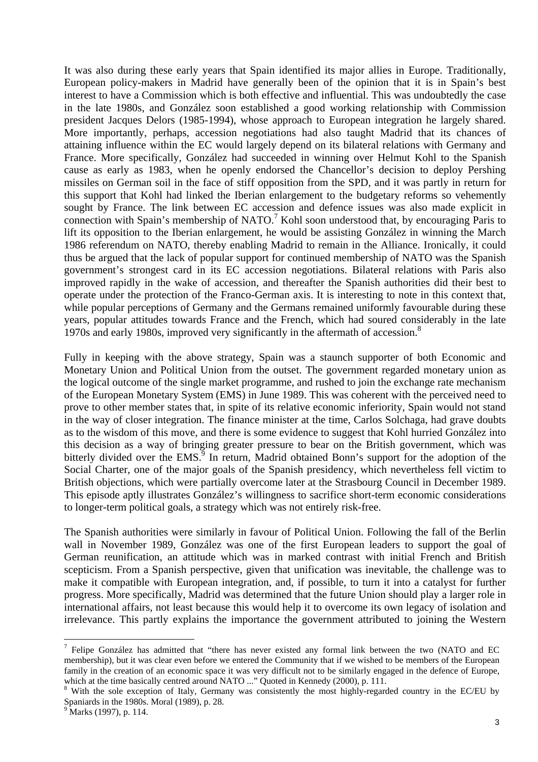It was also during these early years that Spain identified its major allies in Europe. Traditionally, European policy-makers in Madrid have generally been of the opinion that it is in Spain's best interest to have a Commission which is both effective and influential. This was undoubtedly the case in the late 1980s, and González soon established a good working relationship with Commission president Jacques Delors (1985-1994), whose approach to European integration he largely shared. More importantly, perhaps, accession negotiations had also taught Madrid that its chances of attaining influence within the EC would largely depend on its bilateral relations with Germany and France. More specifically, González had succeeded in winning over Helmut Kohl to the Spanish cause as early as 1983, when he openly endorsed the Chancellor's decision to deploy Pershing missiles on German soil in the face of stiff opposition from the SPD, and it was partly in return for this support that Kohl had linked the Iberian enlargement to the budgetary reforms so vehemently sought by France. The link between EC accession and defence issues was also made explicit in connection with Spain's membership of NATO.[7] Kohl soon understood that, by encouraging Paris to lift its opposition to the Iberian enlargement, he would be assisting González in winning the March 1986 referendum on NATO, thereby enabling Madrid to remain in the Alliance. Ironically, it could thus be argued that the lack of popular support for continued membership of NATO was the Spanish government's strongest card in its EC accession negotiations. Bilateral relations with Paris also improved rapidly in the wake of accession, and thereafter the Spanish authorities did their best to operate under the protection of the Franco-German axis. It is interesting to note in this context that, while popular perceptions of Germany and the Germans remained uniformly favourable during these years, popular attitudes towards France and the French, which had soured considerably in the late 1970s and early 1980s, improved very significantly in the aftermath of accession.[8]

Fully in keeping with the above strategy, Spain was a staunch supporter of both Economic and Monetary Union and Political Union from the outset. The government regarded monetary union as the logical outcome of the single market programme, and rushed to join the exchange rate mechanism of the European Monetary System (EMS) in June 1989. This was coherent with the perceived need to prove to other member states that, in spite of its relative economic inferiority, Spain would not stand in the way of closer integration. The finance minister at the time, Carlos Solchaga, had grave doubts as to the wisdom of this move, and there is some evidence to suggest that Kohl hurried González into this decision as a way of bringing greater pressure to bear on the British government, which was bitterly divided over the EMS.[9] In return, Madrid obtained Bonn's support for the adoption of the Social Charter, one of the major goals of the Spanish presidency, which nevertheless fell victim to British objections, which were partially overcome later at the Strasbourg Council in December 1989. This episode aptly illustrates González's willingness to sacrifice short-term economic considerations to longer-term political goals, a strategy which was not entirely risk-free.

The Spanish authorities were similarly in favour of Political Union. Following the fall of the Berlin wall in November 1989, González was one of the first European leaders to support the goal of German reunification, an attitude which was in marked contrast with initial French and British scepticism. From a Spanish perspective, given that unification was inevitable, the challenge was to make it compatible with European integration, and, if possible, to turn it into a catalyst for further progress. More specifically, Madrid was determined that the future Union should play a larger role in international affairs, not least because this would help it to overcome its own legacy of isolation and irrelevance. This partly explains the importance the government attributed to joining the Western

---

[7] Felipe González has admitted that "there has never existed any formal link between the two (NATO and EC membership), but it was clear even before we entered the Community that if we wished to be members of the European family in the creation of an economic space it was very difficult not to be similarly engaged in the defence of Europe, which at the time basically centred around NATO ..." Quoted in Kennedy (2000), p. 111.

[8] With the sole exception of Italy, Germany was consistently the most highly-regarded country in the EC/EU by Spaniards in the 1980s. Moral (1989), p. 28.

[9] Marks (1997), p. 114.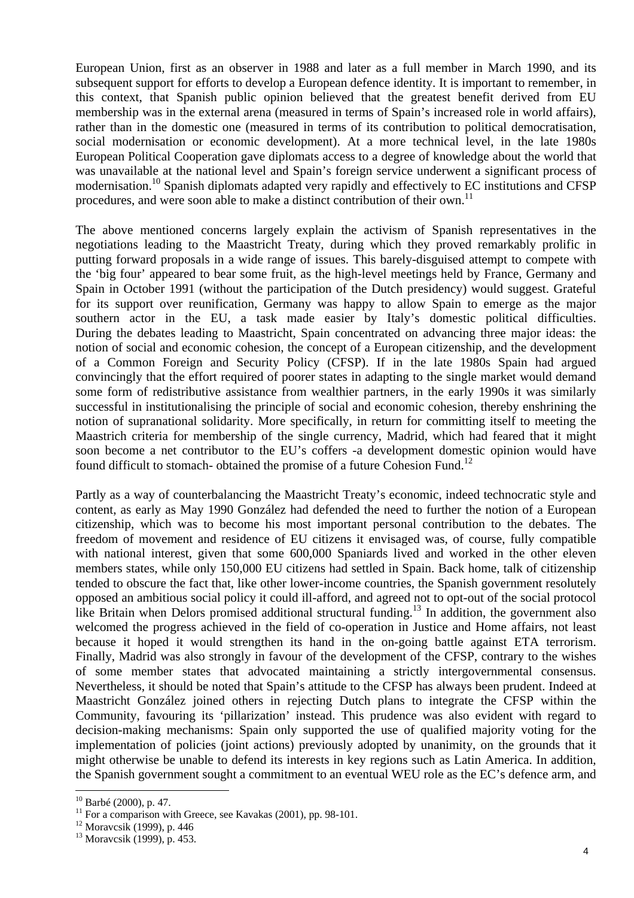European Union, first as an observer in 1988 and later as a full member in March 1990, and its subsequent support for efforts to develop a European defence identity. It is important to remember, in this context, that Spanish public opinion believed that the greatest benefit derived from EU membership was in the external arena (measured in terms of Spain's increased role in world affairs), rather than in the domestic one (measured in terms of its contribution to political democratisation, social modernisation or economic development). At a more technical level, in the late 1980s European Political Cooperation gave diplomats access to a degree of knowledge about the world that was unavailable at the national level and Spain's foreign service underwent a significant process of modernisation.[10] Spanish diplomats adapted very rapidly and effectively to EC institutions and CFSP procedures, and were soon able to make a distinct contribution of their own.[11]

The above mentioned concerns largely explain the activism of Spanish representatives in the negotiations leading to the Maastricht Treaty, during which they proved remarkably prolific in putting forward proposals in a wide range of issues. This barely-disguised attempt to compete with the 'big four' appeared to bear some fruit, as the high-level meetings held by France, Germany and Spain in October 1991 (without the participation of the Dutch presidency) would suggest. Grateful for its support over reunification, Germany was happy to allow Spain to emerge as the major southern actor in the EU, a task made easier by Italy's domestic political difficulties. During the debates leading to Maastricht, Spain concentrated on advancing three major ideas: the notion of social and economic cohesion, the concept of a European citizenship, and the development of a Common Foreign and Security Policy (CFSP). If in the late 1980s Spain had argued convincingly that the effort required of poorer states in adapting to the single market would demand some form of redistributive assistance from wealthier partners, in the early 1990s it was similarly successful in institutionalising the principle of social and economic cohesion, thereby enshrining the notion of supranational solidarity. More specifically, in return for committing itself to meeting the Maastrich criteria for membership of the single currency, Madrid, which had feared that it might soon become a net contributor to the EU's coffers -a development domestic opinion would have found difficult to stomach- obtained the promise of a future Cohesion Fund.[12]

Partly as a way of counterbalancing the Maastricht Treaty's economic, indeed technocratic style and content, as early as May 1990 González had defended the need to further the notion of a European citizenship, which was to become his most important personal contribution to the debates. The freedom of movement and residence of EU citizens it envisaged was, of course, fully compatible with national interest, given that some 600,000 Spaniards lived and worked in the other eleven members states, while only 150,000 EU citizens had settled in Spain. Back home, talk of citizenship tended to obscure the fact that, like other lower-income countries, the Spanish government resolutely opposed an ambitious social policy it could ill-afford, and agreed not to opt-out of the social protocol like Britain when Delors promised additional structural funding.[13] In addition, the government also welcomed the progress achieved in the field of co-operation in Justice and Home affairs, not least because it hoped it would strengthen its hand in the on-going battle against ETA terrorism. Finally, Madrid was also strongly in favour of the development of the CFSP, contrary to the wishes of some member states that advocated maintaining a strictly intergovernmental consensus. Nevertheless, it should be noted that Spain's attitude to the CFSP has always been prudent. Indeed at Maastricht González joined others in rejecting Dutch plans to integrate the CFSP within the Community, favouring its 'pillarization' instead. This prudence was also evident with regard to decision-making mechanisms: Spain only supported the use of qualified majority voting for the implementation of policies (joint actions) previously adopted by unanimity, on the grounds that it might otherwise be unable to defend its interests in key regions such as Latin America. In addition, the Spanish government sought a commitment to an eventual WEU role as the EC's defence arm, and

---

[10] Barbé (2000), p. 47.

[11] For a comparison with Greece, see Kavakas (2001), pp. 98-101.

[12] Moravcsik (1999), p. 446

[13] Moravcsik (1999), p. 453.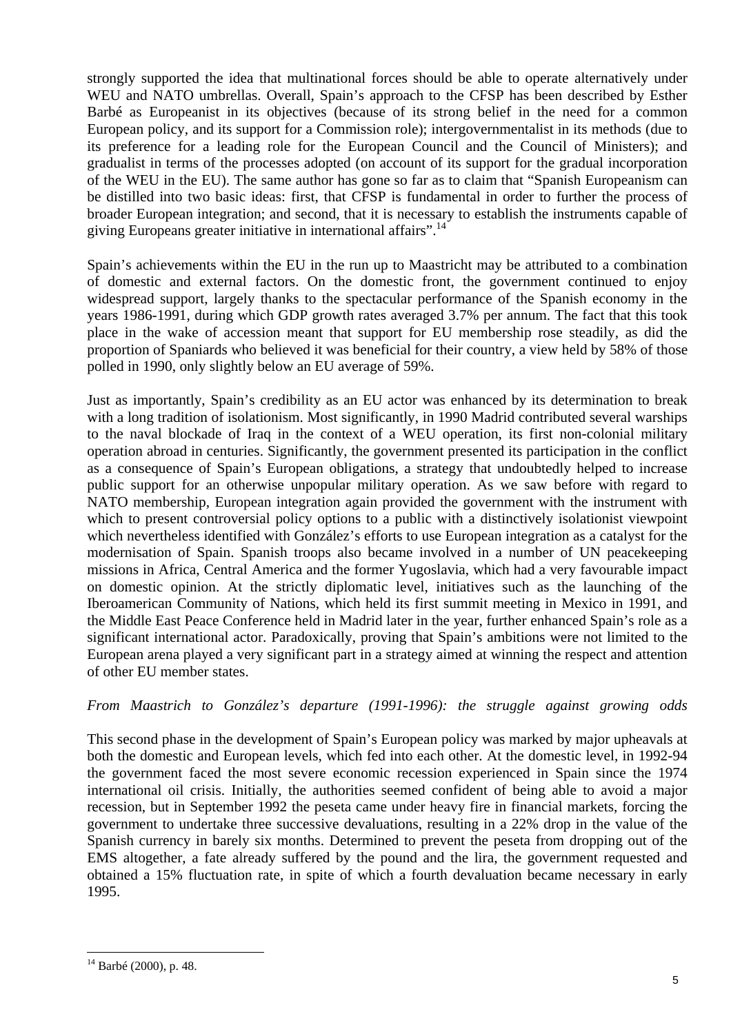strongly supported the idea that multinational forces should be able to operate alternatively under WEU and NATO umbrellas. Overall, Spain's approach to the CFSP has been described by Esther Barbé as Europeanist in its objectives (because of its strong belief in the need for a common European policy, and its support for a Commission role); intergovernmentalist in its methods (due to its preference for a leading role for the European Council and the Council of Ministers); and gradualist in terms of the processes adopted (on account of its support for the gradual incorporation of the WEU in the EU). The same author has gone so far as to claim that "Spanish Europeanism can be distilled into two basic ideas: first, that CFSP is fundamental in order to further the process of broader European integration; and second, that it is necessary to establish the instruments capable of giving Europeans greater initiative in international affairs".[14]

Spain's achievements within the EU in the run up to Maastricht may be attributed to a combination of domestic and external factors. On the domestic front, the government continued to enjoy widespread support, largely thanks to the spectacular performance of the Spanish economy in the years 1986-1991, during which GDP growth rates averaged 3.7% per annum. The fact that this took place in the wake of accession meant that support for EU membership rose steadily, as did the proportion of Spaniards who believed it was beneficial for their country, a view held by 58% of those polled in 1990, only slightly below an EU average of 59%.

Just as importantly, Spain's credibility as an EU actor was enhanced by its determination to break with a long tradition of isolationism. Most significantly, in 1990 Madrid contributed several warships to the naval blockade of Iraq in the context of a WEU operation, its first non-colonial military operation abroad in centuries. Significantly, the government presented its participation in the conflict as a consequence of Spain's European obligations, a strategy that undoubtedly helped to increase public support for an otherwise unpopular military operation. As we saw before with regard to NATO membership, European integration again provided the government with the instrument with which to present controversial policy options to a public with a distinctively isolationist viewpoint which nevertheless identified with González's efforts to use European integration as a catalyst for the modernisation of Spain. Spanish troops also became involved in a number of UN peacekeeping missions in Africa, Central America and the former Yugoslavia, which had a very favourable impact on domestic opinion. At the strictly diplomatic level, initiatives such as the launching of the Iberoamerican Community of Nations, which held its first summit meeting in Mexico in 1991, and the Middle East Peace Conference held in Madrid later in the year, further enhanced Spain's role as a significant international actor. Paradoxically, proving that Spain's ambitions were not limited to the European arena played a very significant part in a strategy aimed at winning the respect and attention of other EU member states.

*From Maastrich to González's departure (1991-1996): the struggle against growing odds*

This second phase in the development of Spain's European policy was marked by major upheavals at both the domestic and European levels, which fed into each other. At the domestic level, in 1992-94 the government faced the most severe economic recession experienced in Spain since the 1974 international oil crisis. Initially, the authorities seemed confident of being able to avoid a major recession, but in September 1992 the peseta came under heavy fire in financial markets, forcing the government to undertake three successive devaluations, resulting in a 22% drop in the value of the Spanish currency in barely six months. Determined to prevent the peseta from dropping out of the EMS altogether, a fate already suffered by the pound and the lira, the government requested and obtained a 15% fluctuation rate, in spite of which a fourth devaluation became necessary in early 1995.

[14] Barbé (2000), p. 48.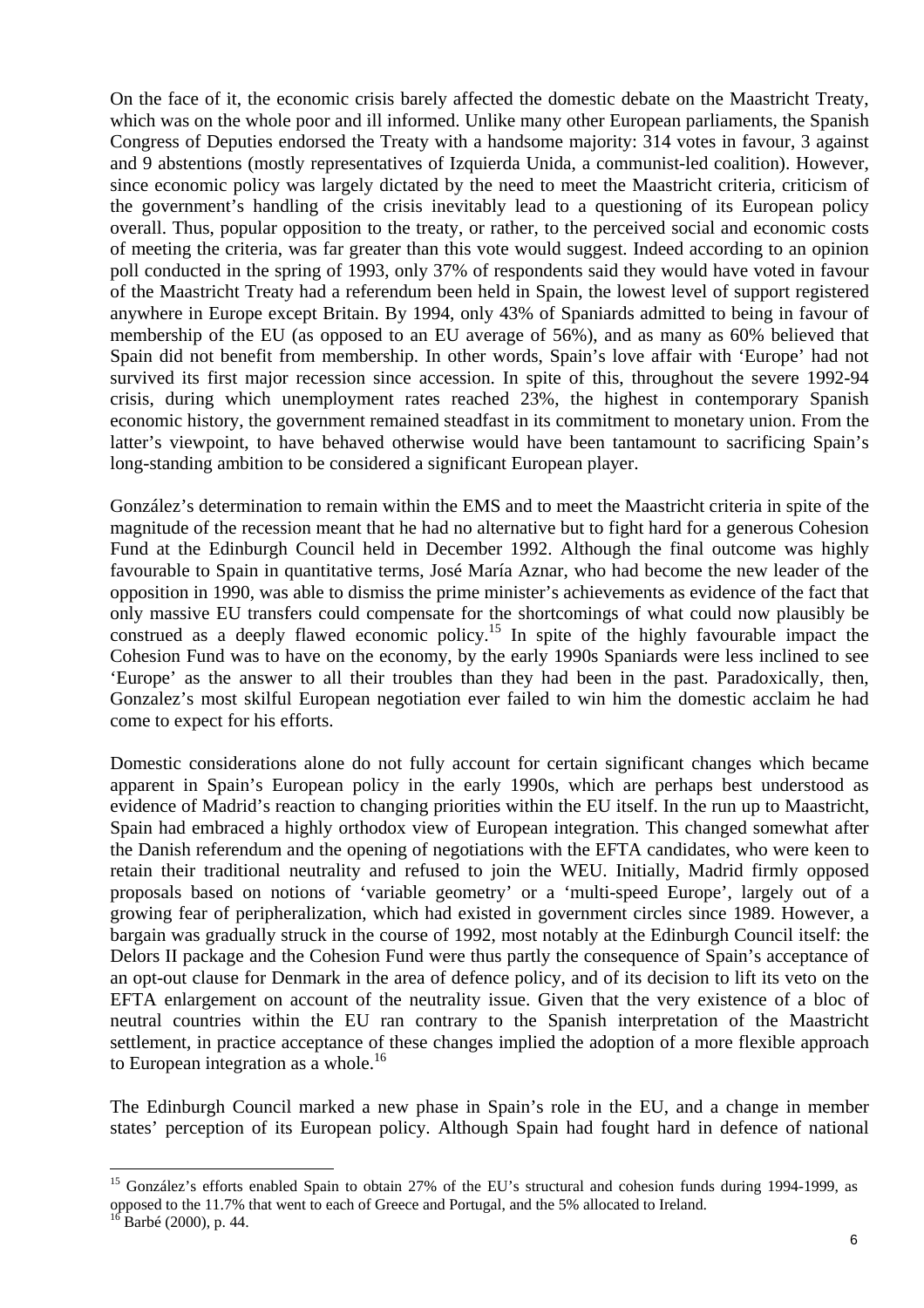On the face of it, the economic crisis barely affected the domestic debate on the Maastricht Treaty, which was on the whole poor and ill informed. Unlike many other European parliaments, the Spanish Congress of Deputies endorsed the Treaty with a handsome majority: 314 votes in favour, 3 against and 9 abstentions (mostly representatives of Izquierda Unida, a communist-led coalition). However, since economic policy was largely dictated by the need to meet the Maastricht criteria, criticism of the government's handling of the crisis inevitably lead to a questioning of its European policy overall. Thus, popular opposition to the treaty, or rather, to the perceived social and economic costs of meeting the criteria, was far greater than this vote would suggest. Indeed according to an opinion poll conducted in the spring of 1993, only 37% of respondents said they would have voted in favour of the Maastricht Treaty had a referendum been held in Spain, the lowest level of support registered anywhere in Europe except Britain. By 1994, only 43% of Spaniards admitted to being in favour of membership of the EU (as opposed to an EU average of 56%), and as many as 60% believed that Spain did not benefit from membership. In other words, Spain's love affair with 'Europe' had not survived its first major recession since accession. In spite of this, throughout the severe 1992-94 crisis, during which unemployment rates reached 23%, the highest in contemporary Spanish economic history, the government remained steadfast in its commitment to monetary union. From the latter's viewpoint, to have behaved otherwise would have been tantamount to sacrificing Spain's long-standing ambition to be considered a significant European player.

González's determination to remain within the EMS and to meet the Maastricht criteria in spite of the magnitude of the recession meant that he had no alternative but to fight hard for a generous Cohesion Fund at the Edinburgh Council held in December 1992. Although the final outcome was highly favourable to Spain in quantitative terms, José María Aznar, who had become the new leader of the opposition in 1990, was able to dismiss the prime minister's achievements as evidence of the fact that only massive EU transfers could compensate for the shortcomings of what could now plausibly be construed as a deeply flawed economic policy.[15] In spite of the highly favourable impact the Cohesion Fund was to have on the economy, by the early 1990s Spaniards were less inclined to see 'Europe' as the answer to all their troubles than they had been in the past. Paradoxically, then, Gonzalez's most skilful European negotiation ever failed to win him the domestic acclaim he had come to expect for his efforts.

Domestic considerations alone do not fully account for certain significant changes which became apparent in Spain's European policy in the early 1990s, which are perhaps best understood as evidence of Madrid's reaction to changing priorities within the EU itself. In the run up to Maastricht, Spain had embraced a highly orthodox view of European integration. This changed somewhat after the Danish referendum and the opening of negotiations with the EFTA candidates, who were keen to retain their traditional neutrality and refused to join the WEU. Initially, Madrid firmly opposed proposals based on notions of 'variable geometry' or a 'multi-speed Europe', largely out of a growing fear of peripheralization, which had existed in government circles since 1989. However, a bargain was gradually struck in the course of 1992, most notably at the Edinburgh Council itself: the Delors II package and the Cohesion Fund were thus partly the consequence of Spain's acceptance of an opt-out clause for Denmark in the area of defence policy, and of its decision to lift its veto on the EFTA enlargement on account of the neutrality issue. Given that the very existence of a bloc of neutral countries within the EU ran contrary to the Spanish interpretation of the Maastricht settlement, in practice acceptance of these changes implied the adoption of a more flexible approach to European integration as a whole.[16]

The Edinburgh Council marked a new phase in Spain's role in the EU, and a change in member states' perception of its European policy. Although Spain had fought hard in defence of national

---

[15] González's efforts enabled Spain to obtain 27% of the EU's structural and cohesion funds during 1994-1999, as opposed to the 11.7% that went to each of Greece and Portugal, and the 5% allocated to Ireland.

[16] Barbé (2000), p. 44.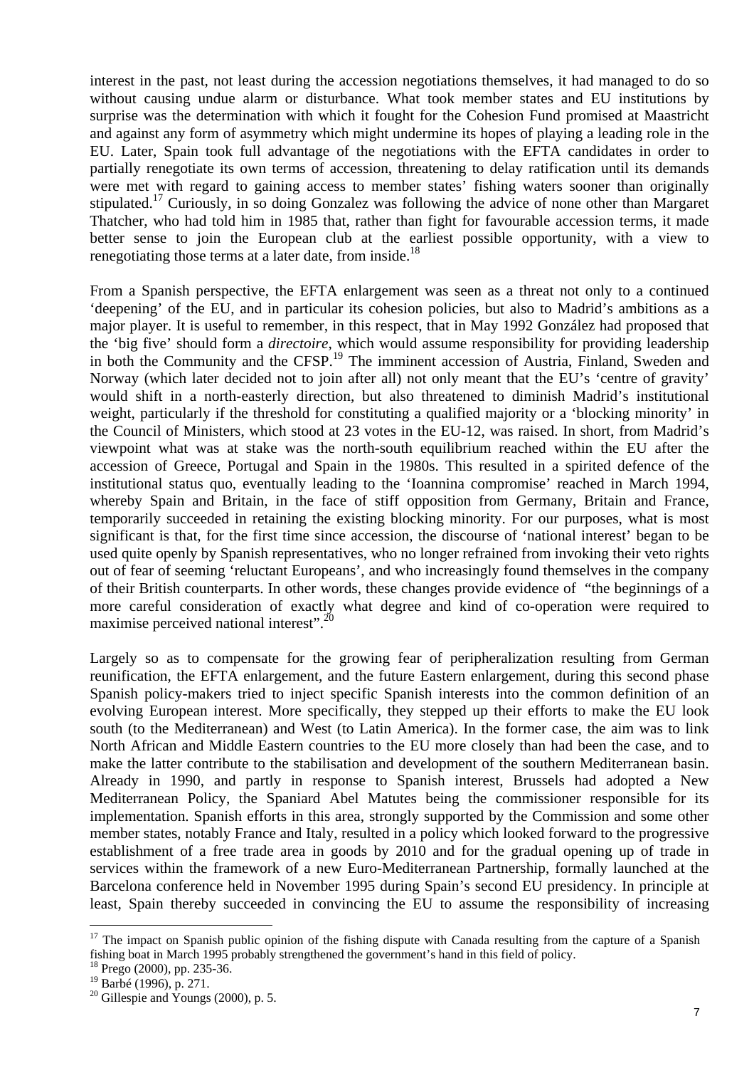interest in the past, not least during the accession negotiations themselves, it had managed to do so without causing undue alarm or disturbance. What took member states and EU institutions by surprise was the determination with which it fought for the Cohesion Fund promised at Maastricht and against any form of asymmetry which might undermine its hopes of playing a leading role in the EU. Later, Spain took full advantage of the negotiations with the EFTA candidates in order to partially renegotiate its own terms of accession, threatening to delay ratification until its demands were met with regard to gaining access to member states' fishing waters sooner than originally stipulated.[17] Curiously, in so doing Gonzalez was following the advice of none other than Margaret Thatcher, who had told him in 1985 that, rather than fight for favourable accession terms, it made better sense to join the European club at the earliest possible opportunity, with a view to renegotiating those terms at a later date, from inside.[18]

From a Spanish perspective, the EFTA enlargement was seen as a threat not only to a continued 'deepening' of the EU, and in particular its cohesion policies, but also to Madrid's ambitions as a major player. It is useful to remember, in this respect, that in May 1992 González had proposed that the 'big five' should form a *directoire*, which would assume responsibility for providing leadership in both the Community and the CFSP.[19] The imminent accession of Austria, Finland, Sweden and Norway (which later decided not to join after all) not only meant that the EU's 'centre of gravity' would shift in a north-easterly direction, but also threatened to diminish Madrid's institutional weight, particularly if the threshold for constituting a qualified majority or a 'blocking minority' in the Council of Ministers, which stood at 23 votes in the EU-12, was raised. In short, from Madrid's viewpoint what was at stake was the north-south equilibrium reached within the EU after the accession of Greece, Portugal and Spain in the 1980s. This resulted in a spirited defence of the institutional status quo, eventually leading to the 'Ioannina compromise' reached in March 1994, whereby Spain and Britain, in the face of stiff opposition from Germany, Britain and France, temporarily succeeded in retaining the existing blocking minority. For our purposes, what is most significant is that, for the first time since accession, the discourse of 'national interest' began to be used quite openly by Spanish representatives, who no longer refrained from invoking their veto rights out of fear of seeming 'reluctant Europeans', and who increasingly found themselves in the company of their British counterparts. In other words, these changes provide evidence of "the beginnings of a more careful consideration of exactly what degree and kind of co-operation were required to maximise perceived national interest".[20]

Largely so as to compensate for the growing fear of peripheralization resulting from German reunification, the EFTA enlargement, and the future Eastern enlargement, during this second phase Spanish policy-makers tried to inject specific Spanish interests into the common definition of an evolving European interest. More specifically, they stepped up their efforts to make the EU look south (to the Mediterranean) and West (to Latin America). In the former case, the aim was to link North African and Middle Eastern countries to the EU more closely than had been the case, and to make the latter contribute to the stabilisation and development of the southern Mediterranean basin. Already in 1990, and partly in response to Spanish interest, Brussels had adopted a New Mediterranean Policy, the Spaniard Abel Matutes being the commissioner responsible for its implementation. Spanish efforts in this area, strongly supported by the Commission and some other member states, notably France and Italy, resulted in a policy which looked forward to the progressive establishment of a free trade area in goods by 2010 and for the gradual opening up of trade in services within the framework of a new Euro-Mediterranean Partnership, formally launched at the Barcelona conference held in November 1995 during Spain's second EU presidency. In principle at least, Spain thereby succeeded in convincing the EU to assume the responsibility of increasing

[17] The impact on Spanish public opinion of the fishing dispute with Canada resulting from the capture of a Spanish fishing boat in March 1995 probably strengthened the government's hand in this field of policy.

[18] Prego (2000), pp. 235-36.

[19] Barbé (1996), p. 271.

[20] Gillespie and Youngs (2000), p. 5.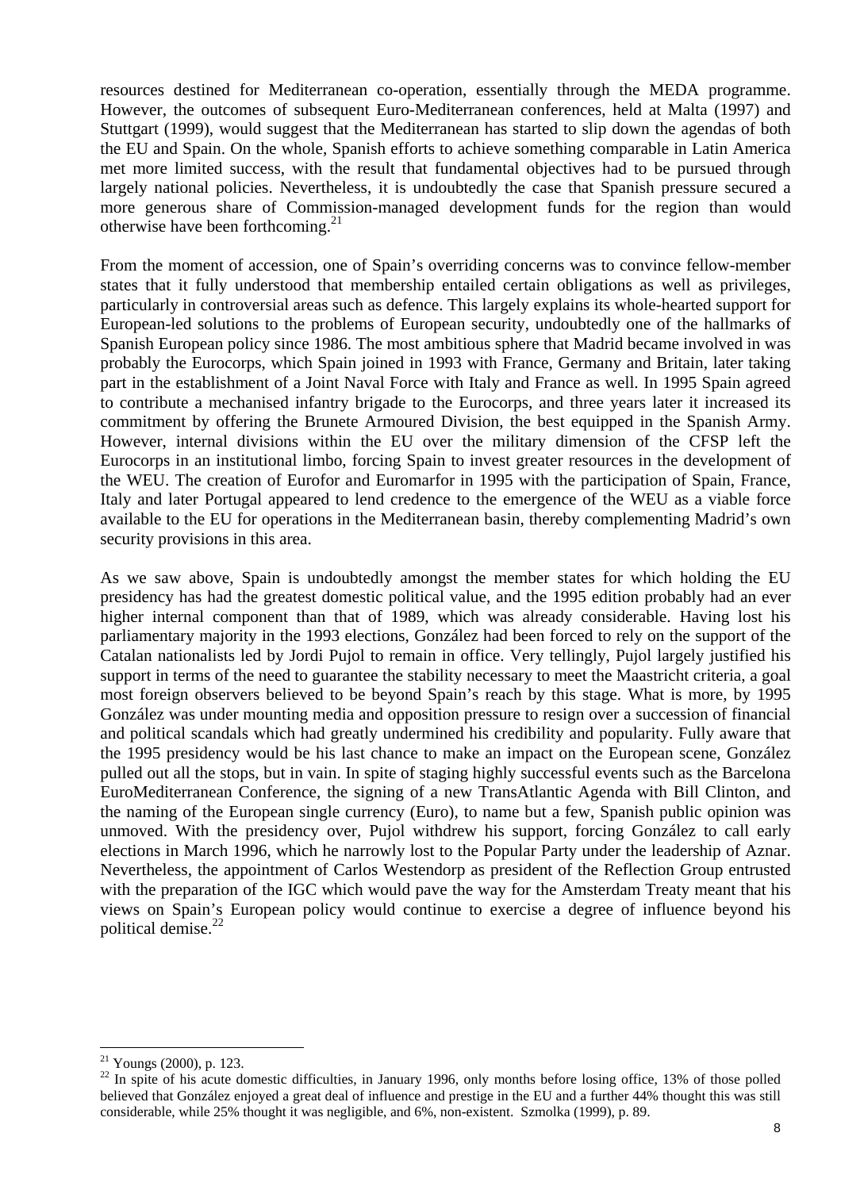resources destined for Mediterranean co-operation, essentially through the MEDA programme. However, the outcomes of subsequent Euro-Mediterranean conferences, held at Malta (1997) and Stuttgart (1999), would suggest that the Mediterranean has started to slip down the agendas of both the EU and Spain. On the whole, Spanish efforts to achieve something comparable in Latin America met more limited success, with the result that fundamental objectives had to be pursued through largely national policies. Nevertheless, it is undoubtedly the case that Spanish pressure secured a more generous share of Commission-managed development funds for the region than would otherwise have been forthcoming.[21]

From the moment of accession, one of Spain's overriding concerns was to convince fellow-member states that it fully understood that membership entailed certain obligations as well as privileges, particularly in controversial areas such as defence. This largely explains its whole-hearted support for European-led solutions to the problems of European security, undoubtedly one of the hallmarks of Spanish European policy since 1986. The most ambitious sphere that Madrid became involved in was probably the Eurocorps, which Spain joined in 1993 with France, Germany and Britain, later taking part in the establishment of a Joint Naval Force with Italy and France as well. In 1995 Spain agreed to contribute a mechanised infantry brigade to the Eurocorps, and three years later it increased its commitment by offering the Brunete Armoured Division, the best equipped in the Spanish Army. However, internal divisions within the EU over the military dimension of the CFSP left the Eurocorps in an institutional limbo, forcing Spain to invest greater resources in the development of the WEU. The creation of Eurofor and Euromarfor in 1995 with the participation of Spain, France, Italy and later Portugal appeared to lend credence to the emergence of the WEU as a viable force available to the EU for operations in the Mediterranean basin, thereby complementing Madrid's own security provisions in this area.

As we saw above, Spain is undoubtedly amongst the member states for which holding the EU presidency has had the greatest domestic political value, and the 1995 edition probably had an ever higher internal component than that of 1989, which was already considerable. Having lost his parliamentary majority in the 1993 elections, González had been forced to rely on the support of the Catalan nationalists led by Jordi Pujol to remain in office. Very tellingly, Pujol largely justified his support in terms of the need to guarantee the stability necessary to meet the Maastricht criteria, a goal most foreign observers believed to be beyond Spain's reach by this stage. What is more, by 1995 González was under mounting media and opposition pressure to resign over a succession of financial and political scandals which had greatly undermined his credibility and popularity. Fully aware that the 1995 presidency would be his last chance to make an impact on the European scene, González pulled out all the stops, but in vain. In spite of staging highly successful events such as the Barcelona EuroMediterranean Conference, the signing of a new TransAtlantic Agenda with Bill Clinton, and the naming of the European single currency (Euro), to name but a few, Spanish public opinion was unmoved. With the presidency over, Pujol withdrew his support, forcing González to call early elections in March 1996, which he narrowly lost to the Popular Party under the leadership of Aznar. Nevertheless, the appointment of Carlos Westendorp as president of the Reflection Group entrusted with the preparation of the IGC which would pave the way for the Amsterdam Treaty meant that his views on Spain's European policy would continue to exercise a degree of influence beyond his political demise.[22]

---

[21] Youngs (2000), p. 123.

[22] In spite of his acute domestic difficulties, in January 1996, only months before losing office, 13% of those polled believed that González enjoyed a great deal of influence and prestige in the EU and a further 44% thought this was still considerable, while 25% thought it was negligible, and 6%, non-existent. Szmolka (1999), p. 89.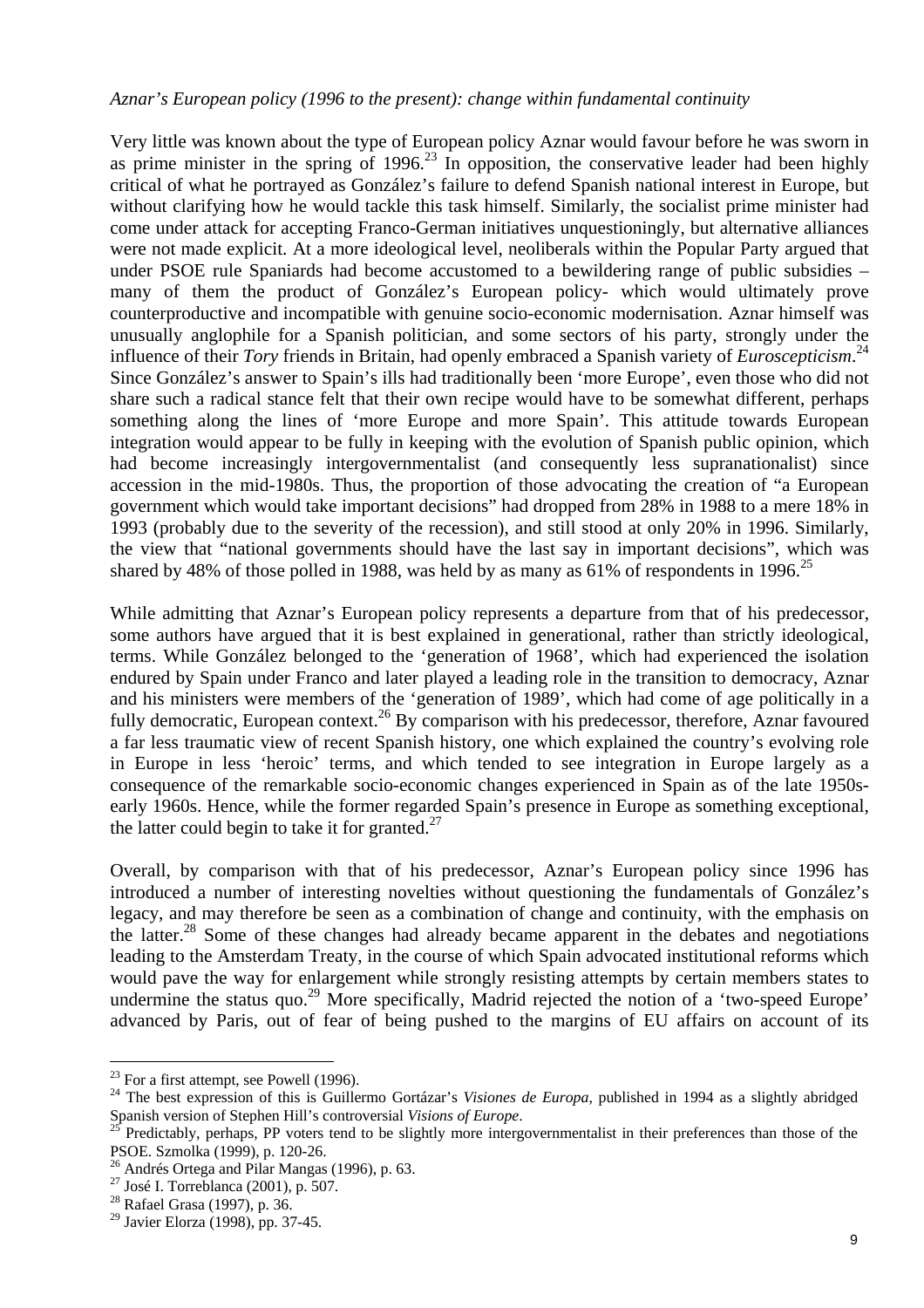*Aznar's European policy (1996 to the present): change within fundamental continuity*

Very little was known about the type of European policy Aznar would favour before he was sworn in as prime minister in the spring of 1996.[23] In opposition, the conservative leader had been highly critical of what he portrayed as González's failure to defend Spanish national interest in Europe, but without clarifying how he would tackle this task himself. Similarly, the socialist prime minister had come under attack for accepting Franco-German initiatives unquestioningly, but alternative alliances were not made explicit. At a more ideological level, neoliberals within the Popular Party argued that under PSOE rule Spaniards had become accustomed to a bewildering range of public subsidies – many of them the product of González's European policy- which would ultimately prove counterproductive and incompatible with genuine socio-economic modernisation. Aznar himself was unusually anglophile for a Spanish politician, and some sectors of his party, strongly under the influence of their *Tory* friends in Britain, had openly embraced a Spanish variety of *Euroscepticism*.[24] Since González's answer to Spain's ills had traditionally been 'more Europe', even those who did not share such a radical stance felt that their own recipe would have to be somewhat different, perhaps something along the lines of 'more Europe and more Spain'. This attitude towards European integration would appear to be fully in keeping with the evolution of Spanish public opinion, which had become increasingly intergovernmentalist (and consequently less supranationalist) since accession in the mid-1980s. Thus, the proportion of those advocating the creation of "a European government which would take important decisions" had dropped from 28% in 1988 to a mere 18% in 1993 (probably due to the severity of the recession), and still stood at only 20% in 1996. Similarly, the view that "national governments should have the last say in important decisions", which was shared by 48% of those polled in 1988, was held by as many as 61% of respondents in 1996.[25]

While admitting that Aznar's European policy represents a departure from that of his predecessor, some authors have argued that it is best explained in generational, rather than strictly ideological, terms. While González belonged to the 'generation of 1968', which had experienced the isolation endured by Spain under Franco and later played a leading role in the transition to democracy, Aznar and his ministers were members of the 'generation of 1989', which had come of age politically in a fully democratic, European context.[26] By comparison with his predecessor, therefore, Aznar favoured a far less traumatic view of recent Spanish history, one which explained the country's evolving role in Europe in less 'heroic' terms, and which tended to see integration in Europe largely as a consequence of the remarkable socio-economic changes experienced in Spain as of the late 1950s-early 1960s. Hence, while the former regarded Spain's presence in Europe as something exceptional, the latter could begin to take it for granted.[27]

Overall, by comparison with that of his predecessor, Aznar's European policy since 1996 has introduced a number of interesting novelties without questioning the fundamentals of González's legacy, and may therefore be seen as a combination of change and continuity, with the emphasis on the latter.[28] Some of these changes had already became apparent in the debates and negotiations leading to the Amsterdam Treaty, in the course of which Spain advocated institutional reforms which would pave the way for enlargement while strongly resisting attempts by certain members states to undermine the status quo.[29] More specifically, Madrid rejected the notion of a 'two-speed Europe' advanced by Paris, out of fear of being pushed to the margins of EU affairs on account of its

---

[23] For a first attempt, see Powell (1996).

[24] The best expression of this is Guillermo Gortázar's *Visiones de Europa*, published in 1994 as a slightly abridged Spanish version of Stephen Hill's controversial *Visions of Europe*.

[25] Predictably, perhaps, PP voters tend to be slightly more intergovernmentalist in their preferences than those of the PSOE. Szmolka (1999), p. 120-26.

[26] Andrés Ortega and Pilar Mangas (1996), p. 63.

[27] José I. Torreblanca (2001), p. 507.

[28] Rafael Grasa (1997), p. 36.

[29] Javier Elorza (1998), pp. 37-45.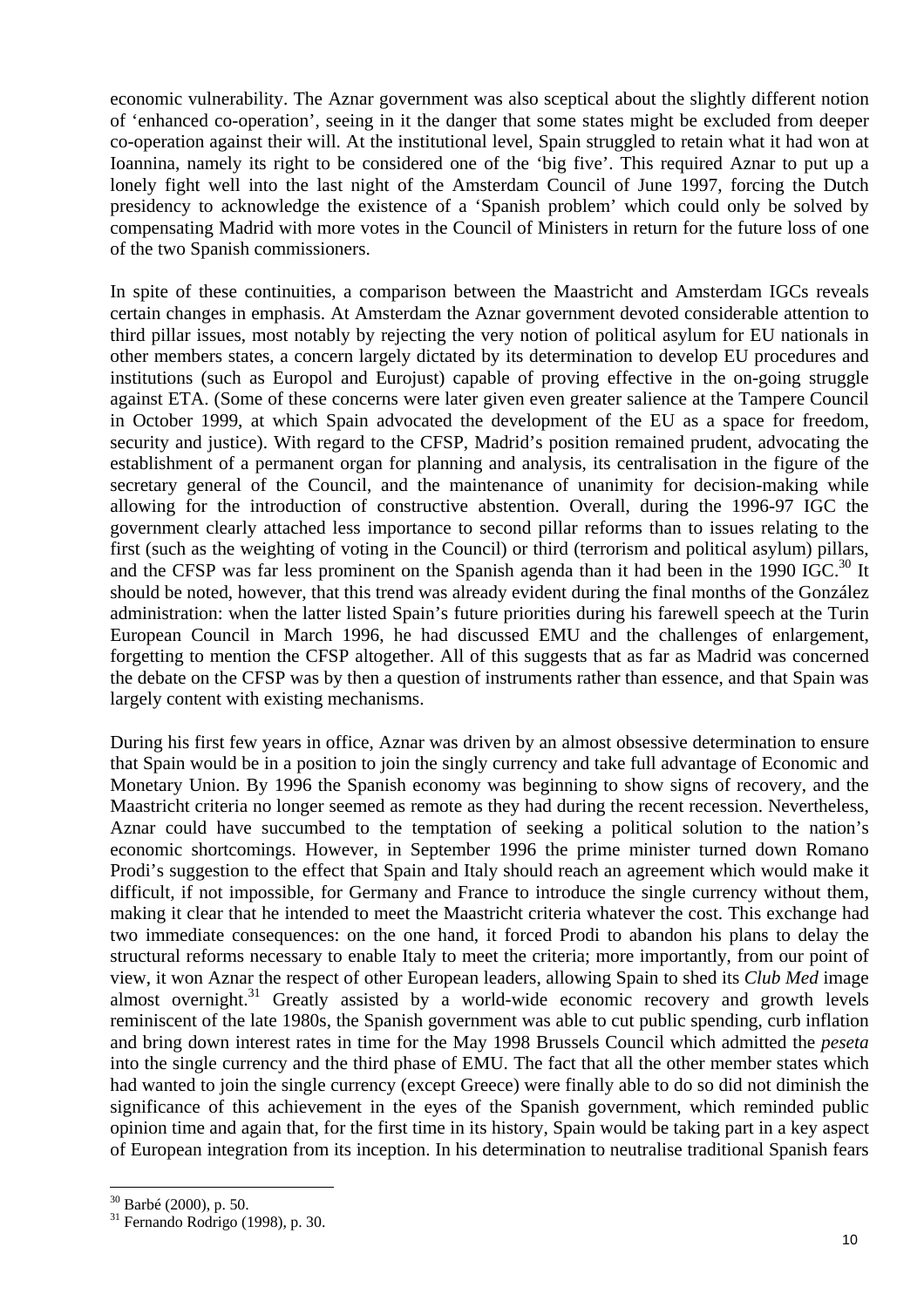economic vulnerability. The Aznar government was also sceptical about the slightly different notion of 'enhanced co-operation', seeing in it the danger that some states might be excluded from deeper co-operation against their will. At the institutional level, Spain struggled to retain what it had won at Ioannina, namely its right to be considered one of the 'big five'. This required Aznar to put up a lonely fight well into the last night of the Amsterdam Council of June 1997, forcing the Dutch presidency to acknowledge the existence of a 'Spanish problem' which could only be solved by compensating Madrid with more votes in the Council of Ministers in return for the future loss of one of the two Spanish commissioners.

In spite of these continuities, a comparison between the Maastricht and Amsterdam IGCs reveals certain changes in emphasis. At Amsterdam the Aznar government devoted considerable attention to third pillar issues, most notably by rejecting the very notion of political asylum for EU nationals in other members states, a concern largely dictated by its determination to develop EU procedures and institutions (such as Europol and Eurojust) capable of proving effective in the on-going struggle against ETA. (Some of these concerns were later given even greater salience at the Tampere Council in October 1999, at which Spain advocated the development of the EU as a space for freedom, security and justice). With regard to the CFSP, Madrid's position remained prudent, advocating the establishment of a permanent organ for planning and analysis, its centralisation in the figure of the secretary general of the Council, and the maintenance of unanimity for decision-making while allowing for the introduction of constructive abstention. Overall, during the 1996-97 IGC the government clearly attached less importance to second pillar reforms than to issues relating to the first (such as the weighting of voting in the Council) or third (terrorism and political asylum) pillars, and the CFSP was far less prominent on the Spanish agenda than it had been in the 1990 IGC.[30] It should be noted, however, that this trend was already evident during the final months of the González administration: when the latter listed Spain's future priorities during his farewell speech at the Turin European Council in March 1996, he had discussed EMU and the challenges of enlargement, forgetting to mention the CFSP altogether. All of this suggests that as far as Madrid was concerned the debate on the CFSP was by then a question of instruments rather than essence, and that Spain was largely content with existing mechanisms.

During his first few years in office, Aznar was driven by an almost obsessive determination to ensure that Spain would be in a position to join the singly currency and take full advantage of Economic and Monetary Union. By 1996 the Spanish economy was beginning to show signs of recovery, and the Maastricht criteria no longer seemed as remote as they had during the recent recession. Nevertheless, Aznar could have succumbed to the temptation of seeking a political solution to the nation's economic shortcomings. However, in September 1996 the prime minister turned down Romano Prodi's suggestion to the effect that Spain and Italy should reach an agreement which would make it difficult, if not impossible, for Germany and France to introduce the single currency without them, making it clear that he intended to meet the Maastricht criteria whatever the cost. This exchange had two immediate consequences: on the one hand, it forced Prodi to abandon his plans to delay the structural reforms necessary to enable Italy to meet the criteria; more importantly, from our point of view, it won Aznar the respect of other European leaders, allowing Spain to shed its *Club Med* image almost overnight.[31] Greatly assisted by a world-wide economic recovery and growth levels reminiscent of the late 1980s, the Spanish government was able to cut public spending, curb inflation and bring down interest rates in time for the May 1998 Brussels Council which admitted the *peseta* into the single currency and the third phase of EMU. The fact that all the other member states which had wanted to join the single currency (except Greece) were finally able to do so did not diminish the significance of this achievement in the eyes of the Spanish government, which reminded public opinion time and again that, for the first time in its history, Spain would be taking part in a key aspect of European integration from its inception. In his determination to neutralise traditional Spanish fears

---

[30] Barbé (2000), p. 50.

[31] Fernando Rodrigo (1998), p. 30.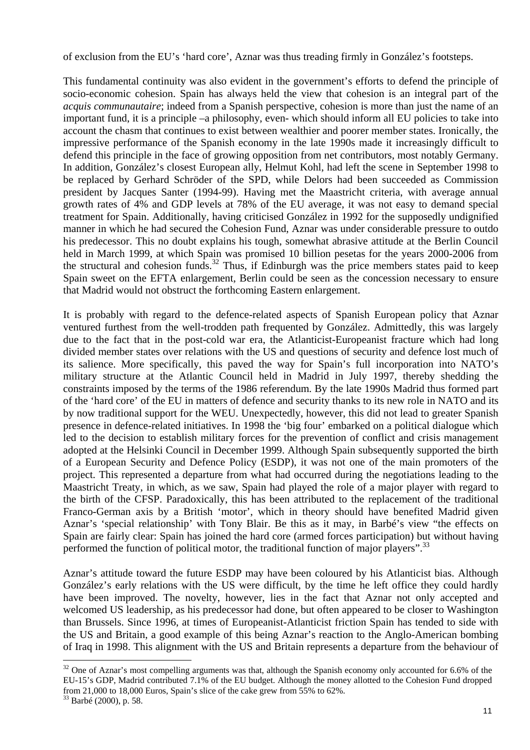of exclusion from the EU's 'hard core', Aznar was thus treading firmly in González's footsteps.

This fundamental continuity was also evident in the government's efforts to defend the principle of socio-economic cohesion. Spain has always held the view that cohesion is an integral part of the *acquis communautaire*; indeed from a Spanish perspective, cohesion is more than just the name of an important fund, it is a principle –a philosophy, even- which should inform all EU policies to take into account the chasm that continues to exist between wealthier and poorer member states. Ironically, the impressive performance of the Spanish economy in the late 1990s made it increasingly difficult to defend this principle in the face of growing opposition from net contributors, most notably Germany. In addition, González's closest European ally, Helmut Kohl, had left the scene in September 1998 to be replaced by Gerhard Schröder of the SPD, while Delors had been succeeded as Commission president by Jacques Santer (1994-99). Having met the Maastricht criteria, with average annual growth rates of 4% and GDP levels at 78% of the EU average, it was not easy to demand special treatment for Spain. Additionally, having criticised González in 1992 for the supposedly undignified manner in which he had secured the Cohesion Fund, Aznar was under considerable pressure to outdo his predecessor. This no doubt explains his tough, somewhat abrasive attitude at the Berlin Council held in March 1999, at which Spain was promised 10 billion pesetas for the years 2000-2006 from the structural and cohesion funds.[32] Thus, if Edinburgh was the price members states paid to keep Spain sweet on the EFTA enlargement, Berlin could be seen as the concession necessary to ensure that Madrid would not obstruct the forthcoming Eastern enlargement.

It is probably with regard to the defence-related aspects of Spanish European policy that Aznar ventured furthest from the well-trodden path frequented by González. Admittedly, this was largely due to the fact that in the post-cold war era, the Atlanticist-Europeanist fracture which had long divided member states over relations with the US and questions of security and defence lost much of its salience. More specifically, this paved the way for Spain's full incorporation into NATO's military structure at the Atlantic Council held in Madrid in July 1997, thereby shedding the constraints imposed by the terms of the 1986 referendum. By the late 1990s Madrid thus formed part of the 'hard core' of the EU in matters of defence and security thanks to its new role in NATO and its by now traditional support for the WEU. Unexpectedly, however, this did not lead to greater Spanish presence in defence-related initiatives. In 1998 the 'big four' embarked on a political dialogue which led to the decision to establish military forces for the prevention of conflict and crisis management adopted at the Helsinki Council in December 1999. Although Spain subsequently supported the birth of a European Security and Defence Policy (ESDP), it was not one of the main promoters of the project. This represented a departure from what had occurred during the negotiations leading to the Maastricht Treaty, in which, as we saw, Spain had played the role of a major player with regard to the birth of the CFSP. Paradoxically, this has been attributed to the replacement of the traditional Franco-German axis by a British 'motor', which in theory should have benefited Madrid given Aznar's 'special relationship' with Tony Blair. Be this as it may, in Barbé's view "the effects on Spain are fairly clear: Spain has joined the hard core (armed forces participation) but without having performed the function of political motor, the traditional function of major players".[33]

Aznar's attitude toward the future ESDP may have been coloured by his Atlanticist bias. Although González's early relations with the US were difficult, by the time he left office they could hardly have been improved. The novelty, however, lies in the fact that Aznar not only accepted and welcomed US leadership, as his predecessor had done, but often appeared to be closer to Washington than Brussels. Since 1996, at times of Europeanist-Atlanticist friction Spain has tended to side with the US and Britain, a good example of this being Aznar's reaction to the Anglo-American bombing of Iraq in 1998. This alignment with the US and Britain represents a departure from the behaviour of

[32] One of Aznar's most compelling arguments was that, although the Spanish economy only accounted for 6.6% of the EU-15's GDP, Madrid contributed 7.1% of the EU budget. Although the money allotted to the Cohesion Fund dropped from 21,000 to 18,000 Euros, Spain's slice of the cake grew from 55% to 62%.

[33] Barbé (2000), p. 58.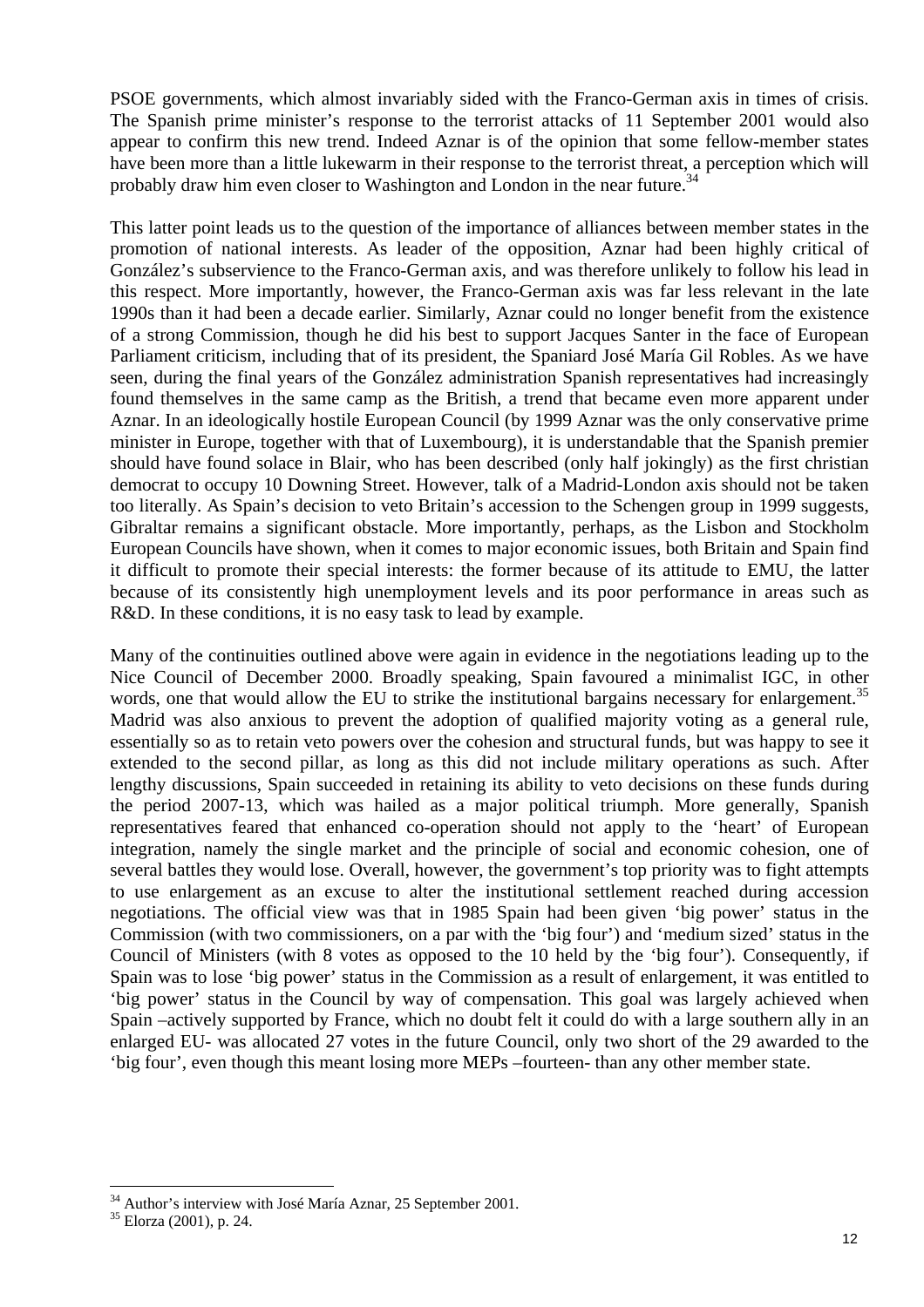PSOE governments, which almost invariably sided with the Franco-German axis in times of crisis. The Spanish prime minister's response to the terrorist attacks of 11 September 2001 would also appear to confirm this new trend. Indeed Aznar is of the opinion that some fellow-member states have been more than a little lukewarm in their response to the terrorist threat, a perception which will probably draw him even closer to Washington and London in the near future.[34]

This latter point leads us to the question of the importance of alliances between member states in the promotion of national interests. As leader of the opposition, Aznar had been highly critical of González's subservience to the Franco-German axis, and was therefore unlikely to follow his lead in this respect. More importantly, however, the Franco-German axis was far less relevant in the late 1990s than it had been a decade earlier. Similarly, Aznar could no longer benefit from the existence of a strong Commission, though he did his best to support Jacques Santer in the face of European Parliament criticism, including that of its president, the Spaniard José María Gil Robles. As we have seen, during the final years of the González administration Spanish representatives had increasingly found themselves in the same camp as the British, a trend that became even more apparent under Aznar. In an ideologically hostile European Council (by 1999 Aznar was the only conservative prime minister in Europe, together with that of Luxembourg), it is understandable that the Spanish premier should have found solace in Blair, who has been described (only half jokingly) as the first christian democrat to occupy 10 Downing Street. However, talk of a Madrid-London axis should not be taken too literally. As Spain's decision to veto Britain's accession to the Schengen group in 1999 suggests, Gibraltar remains a significant obstacle. More importantly, perhaps, as the Lisbon and Stockholm European Councils have shown, when it comes to major economic issues, both Britain and Spain find it difficult to promote their special interests: the former because of its attitude to EMU, the latter because of its consistently high unemployment levels and its poor performance in areas such as R&D. In these conditions, it is no easy task to lead by example.

Many of the continuities outlined above were again in evidence in the negotiations leading up to the Nice Council of December 2000. Broadly speaking, Spain favoured a minimalist IGC, in other words, one that would allow the EU to strike the institutional bargains necessary for enlargement.[35] Madrid was also anxious to prevent the adoption of qualified majority voting as a general rule, essentially so as to retain veto powers over the cohesion and structural funds, but was happy to see it extended to the second pillar, as long as this did not include military operations as such. After lengthy discussions, Spain succeeded in retaining its ability to veto decisions on these funds during the period 2007-13, which was hailed as a major political triumph. More generally, Spanish representatives feared that enhanced co-operation should not apply to the 'heart' of European integration, namely the single market and the principle of social and economic cohesion, one of several battles they would lose. Overall, however, the government's top priority was to fight attempts to use enlargement as an excuse to alter the institutional settlement reached during accession negotiations. The official view was that in 1985 Spain had been given 'big power' status in the Commission (with two commissioners, on a par with the 'big four') and 'medium sized' status in the Council of Ministers (with 8 votes as opposed to the 10 held by the 'big four'). Consequently, if Spain was to lose 'big power' status in the Commission as a result of enlargement, it was entitled to 'big power' status in the Council by way of compensation. This goal was largely achieved when Spain –actively supported by France, which no doubt felt it could do with a large southern ally in an enlarged EU- was allocated 27 votes in the future Council, only two short of the 29 awarded to the 'big four', even though this meant losing more MEPs –fourteen- than any other member state.

---

[34] Author's interview with José María Aznar, 25 September 2001.

[35] Elorza (2001), p. 24.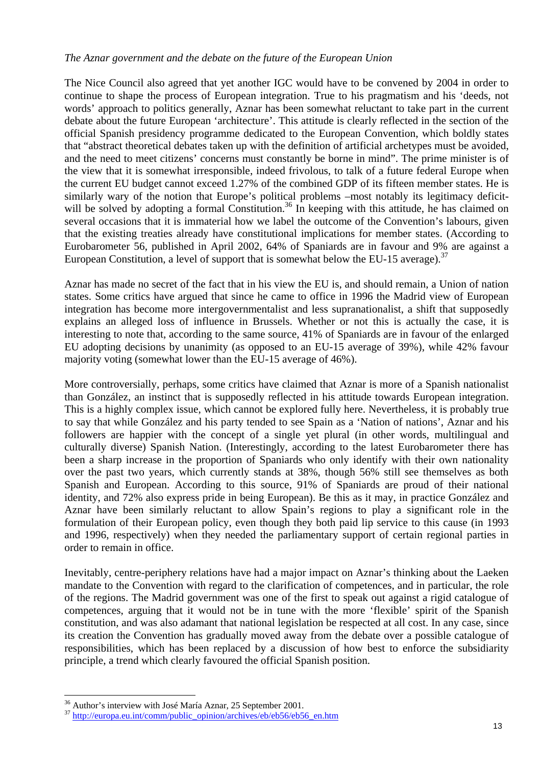*The Aznar government and the debate on the future of the European Union*

The Nice Council also agreed that yet another IGC would have to be convened by 2004 in order to continue to shape the process of European integration. True to his pragmatism and his 'deeds, not words' approach to politics generally, Aznar has been somewhat reluctant to take part in the current debate about the future European 'architecture'. This attitude is clearly reflected in the section of the official Spanish presidency programme dedicated to the European Convention, which boldly states that "abstract theoretical debates taken up with the definition of artificial archetypes must be avoided, and the need to meet citizens' concerns must constantly be borne in mind". The prime minister is of the view that it is somewhat irresponsible, indeed frivolous, to talk of a future federal Europe when the current EU budget cannot exceed 1.27% of the combined GDP of its fifteen member states. He is similarly wary of the notion that Europe's political problems –most notably its legitimacy deficit- will be solved by adopting a formal Constitution.[36] In keeping with this attitude, he has claimed on several occasions that it is immaterial how we label the outcome of the Convention's labours, given that the existing treaties already have constitutional implications for member states. (According to Eurobarometer 56, published in April 2002, 64% of Spaniards are in favour and 9% are against a European Constitution, a level of support that is somewhat below the EU-15 average).[37]

Aznar has made no secret of the fact that in his view the EU is, and should remain, a Union of nation states. Some critics have argued that since he came to office in 1996 the Madrid view of European integration has become more intergovernmentalist and less supranationalist, a shift that supposedly explains an alleged loss of influence in Brussels. Whether or not this is actually the case, it is interesting to note that, according to the same source, 41% of Spaniards are in favour of the enlarged EU adopting decisions by unanimity (as opposed to an EU-15 average of 39%), while 42% favour majority voting (somewhat lower than the EU-15 average of 46%).

More controversially, perhaps, some critics have claimed that Aznar is more of a Spanish nationalist than González, an instinct that is supposedly reflected in his attitude towards European integration. This is a highly complex issue, which cannot be explored fully here. Nevertheless, it is probably true to say that while González and his party tended to see Spain as a 'Nation of nations', Aznar and his followers are happier with the concept of a single yet plural (in other words, multilingual and culturally diverse) Spanish Nation. (Interestingly, according to the latest Eurobarometer there has been a sharp increase in the proportion of Spaniards who only identify with their own nationality over the past two years, which currently stands at 38%, though 56% still see themselves as both Spanish and European. According to this source, 91% of Spaniards are proud of their national identity, and 72% also express pride in being European). Be this as it may, in practice González and Aznar have been similarly reluctant to allow Spain's regions to play a significant role in the formulation of their European policy, even though they both paid lip service to this cause (in 1993 and 1996, respectively) when they needed the parliamentary support of certain regional parties in order to remain in office.

Inevitably, centre-periphery relations have had a major impact on Aznar's thinking about the Laeken mandate to the Convention with regard to the clarification of competences, and in particular, the role of the regions. The Madrid government was one of the first to speak out against a rigid catalogue of competences, arguing that it would not be in tune with the more 'flexible' spirit of the Spanish constitution, and was also adamant that national legislation be respected at all cost. In any case, since its creation the Convention has gradually moved away from the debate over a possible catalogue of responsibilities, which has been replaced by a discussion of how best to enforce the subsidiarity principle, a trend which clearly favoured the official Spanish position.

---

[36] Author's interview with José María Aznar, 25 September 2001.

[37] http://europa.eu.int/comm/public_opinion/archives/eb/eb56/eb56_en.htm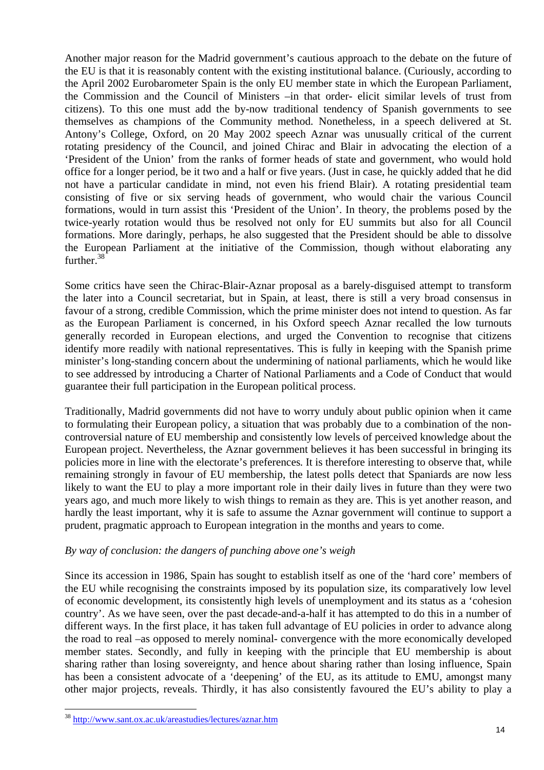Another major reason for the Madrid government's cautious approach to the debate on the future of the EU is that it is reasonably content with the existing institutional balance. (Curiously, according to the April 2002 Eurobarometer Spain is the only EU member state in which the European Parliament, the Commission and the Council of Ministers –in that order- elicit similar levels of trust from citizens). To this one must add the by-now traditional tendency of Spanish governments to see themselves as champions of the Community method. Nonetheless, in a speech delivered at St. Antony's College, Oxford, on 20 May 2002 speech Aznar was unusually critical of the current rotating presidency of the Council, and joined Chirac and Blair in advocating the election of a 'President of the Union' from the ranks of former heads of state and government, who would hold office for a longer period, be it two and a half or five years. (Just in case, he quickly added that he did not have a particular candidate in mind, not even his friend Blair). A rotating presidential team consisting of five or six serving heads of government, who would chair the various Council formations, would in turn assist this 'President of the Union'. In theory, the problems posed by the twice-yearly rotation would thus be resolved not only for EU summits but also for all Council formations. More daringly, perhaps, he also suggested that the President should be able to dissolve the European Parliament at the initiative of the Commission, though without elaborating any further.[38]

Some critics have seen the Chirac-Blair-Aznar proposal as a barely-disguised attempt to transform the later into a Council secretariat, but in Spain, at least, there is still a very broad consensus in favour of a strong, credible Commission, which the prime minister does not intend to question. As far as the European Parliament is concerned, in his Oxford speech Aznar recalled the low turnouts generally recorded in European elections, and urged the Convention to recognise that citizens identify more readily with national representatives. This is fully in keeping with the Spanish prime minister's long-standing concern about the undermining of national parliaments, which he would like to see addressed by introducing a Charter of National Parliaments and a Code of Conduct that would guarantee their full participation in the European political process.

Traditionally, Madrid governments did not have to worry unduly about public opinion when it came to formulating their European policy, a situation that was probably due to a combination of the non-controversial nature of EU membership and consistently low levels of perceived knowledge about the European project. Nevertheless, the Aznar government believes it has been successful in bringing its policies more in line with the electorate's preferences. It is therefore interesting to observe that, while remaining strongly in favour of EU membership, the latest polls detect that Spaniards are now less likely to want the EU to play a more important role in their daily lives in future than they were two years ago, and much more likely to wish things to remain as they are. This is yet another reason, and hardly the least important, why it is safe to assume the Aznar government will continue to support a prudent, pragmatic approach to European integration in the months and years to come.

*By way of conclusion: the dangers of punching above one's weigh*

Since its accession in 1986, Spain has sought to establish itself as one of the 'hard core' members of the EU while recognising the constraints imposed by its population size, its comparatively low level of economic development, its consistently high levels of unemployment and its status as a 'cohesion country'. As we have seen, over the past decade-and-a-half it has attempted to do this in a number of different ways. In the first place, it has taken full advantage of EU policies in order to advance along the road to real –as opposed to merely nominal- convergence with the more economically developed member states. Secondly, and fully in keeping with the principle that EU membership is about sharing rather than losing sovereignty, and hence about sharing rather than losing influence, Spain has been a consistent advocate of a 'deepening' of the EU, as its attitude to EMU, amongst many other major projects, reveals. Thirdly, it has also consistently favoured the EU's ability to play a

[38] http://www.sant.ox.ac.uk/areastudies/lectures/aznar.htm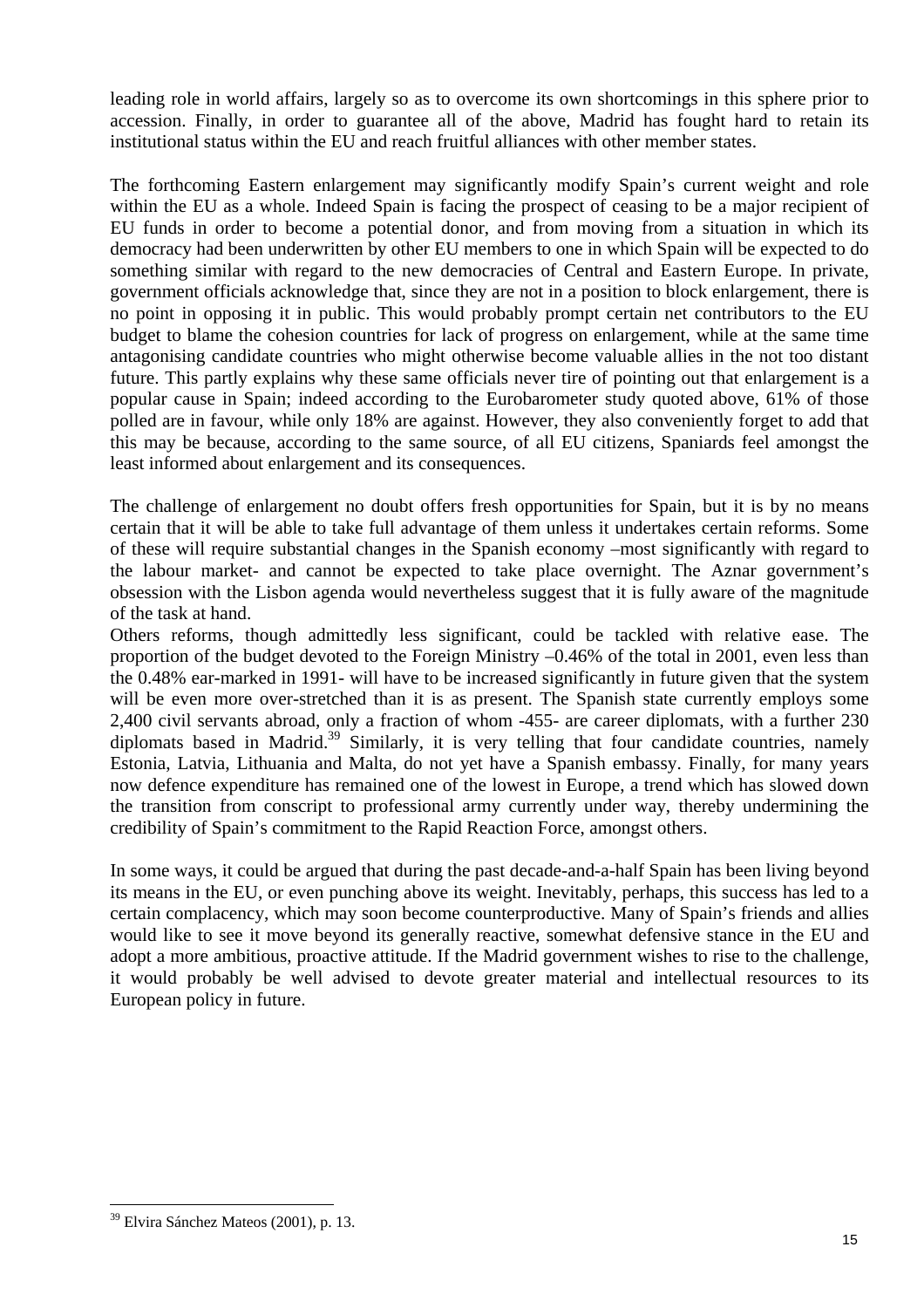leading role in world affairs, largely so as to overcome its own shortcomings in this sphere prior to accession. Finally, in order to guarantee all of the above, Madrid has fought hard to retain its institutional status within the EU and reach fruitful alliances with other member states.

The forthcoming Eastern enlargement may significantly modify Spain's current weight and role within the EU as a whole. Indeed Spain is facing the prospect of ceasing to be a major recipient of EU funds in order to become a potential donor, and from moving from a situation in which its democracy had been underwritten by other EU members to one in which Spain will be expected to do something similar with regard to the new democracies of Central and Eastern Europe. In private, government officials acknowledge that, since they are not in a position to block enlargement, there is no point in opposing it in public. This would probably prompt certain net contributors to the EU budget to blame the cohesion countries for lack of progress on enlargement, while at the same time antagonising candidate countries who might otherwise become valuable allies in the not too distant future. This partly explains why these same officials never tire of pointing out that enlargement is a popular cause in Spain; indeed according to the Eurobarometer study quoted above, 61% of those polled are in favour, while only 18% are against. However, they also conveniently forget to add that this may be because, according to the same source, of all EU citizens, Spaniards feel amongst the least informed about enlargement and its consequences.

The challenge of enlargement no doubt offers fresh opportunities for Spain, but it is by no means certain that it will be able to take full advantage of them unless it undertakes certain reforms. Some of these will require substantial changes in the Spanish economy –most significantly with regard to the labour market- and cannot be expected to take place overnight. The Aznar government's obsession with the Lisbon agenda would nevertheless suggest that it is fully aware of the magnitude of the task at hand.

Others reforms, though admittedly less significant, could be tackled with relative ease. The proportion of the budget devoted to the Foreign Ministry –0.46% of the total in 2001, even less than the 0.48% ear-marked in 1991- will have to be increased significantly in future given that the system will be even more over-stretched than it is as present. The Spanish state currently employs some 2,400 civil servants abroad, only a fraction of whom -455- are career diplomats, with a further 230 diplomats based in Madrid.[39] Similarly, it is very telling that four candidate countries, namely Estonia, Latvia, Lithuania and Malta, do not yet have a Spanish embassy. Finally, for many years now defence expenditure has remained one of the lowest in Europe, a trend which has slowed down the transition from conscript to professional army currently under way, thereby undermining the credibility of Spain's commitment to the Rapid Reaction Force, amongst others.

In some ways, it could be argued that during the past decade-and-a-half Spain has been living beyond its means in the EU, or even punching above its weight. Inevitably, perhaps, this success has led to a certain complacency, which may soon become counterproductive. Many of Spain's friends and allies would like to see it move beyond its generally reactive, somewhat defensive stance in the EU and adopt a more ambitious, proactive attitude. If the Madrid government wishes to rise to the challenge, it would probably be well advised to devote greater material and intellectual resources to its European policy in future.

[39] Elvira Sánchez Mateos (2001), p. 13.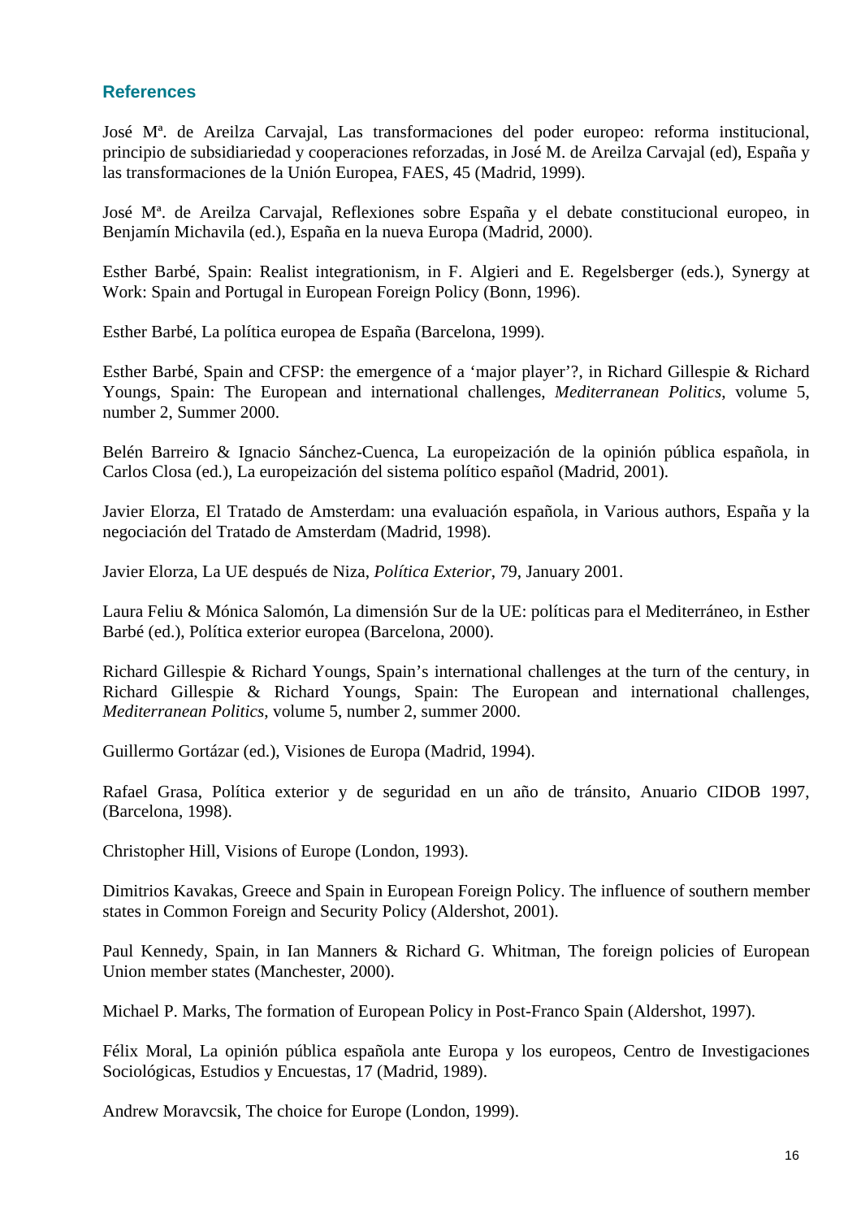## References

José Mª. de Areilza Carvajal, Las transformaciones del poder europeo: reforma institucional, principio de subsidiariedad y cooperaciones reforzadas, in José M. de Areilza Carvajal (ed), España y las transformaciones de la Unión Europea, FAES, 45 (Madrid, 1999).

José Mª. de Areilza Carvajal, Reflexiones sobre España y el debate constitucional europeo, in Benjamín Michavila (ed.), España en la nueva Europa (Madrid, 2000).

Esther Barbé, Spain: Realist integrationism, in F. Algieri and E. Regelsberger (eds.), Synergy at Work: Spain and Portugal in European Foreign Policy (Bonn, 1996).

Esther Barbé, La política europea de España (Barcelona, 1999).

Esther Barbé, Spain and CFSP: the emergence of a 'major player'?, in Richard Gillespie & Richard Youngs, Spain: The European and international challenges, *Mediterranean Politics*, volume 5, number 2, Summer 2000.

Belén Barreiro & Ignacio Sánchez-Cuenca, La europeización de la opinión pública española, in Carlos Closa (ed.), La europeización del sistema político español (Madrid, 2001).

Javier Elorza, El Tratado de Amsterdam: una evaluación española, in Various authors, España y la negociación del Tratado de Amsterdam (Madrid, 1998).

Javier Elorza, La UE después de Niza, *Política Exterior*, 79, January 2001.

Laura Feliu & Mónica Salomón, La dimensión Sur de la UE: políticas para el Mediterráneo, in Esther Barbé (ed.), Política exterior europea (Barcelona, 2000).

Richard Gillespie & Richard Youngs, Spain's international challenges at the turn of the century, in Richard Gillespie & Richard Youngs, Spain: The European and international challenges, *Mediterranean Politics*, volume 5, number 2, summer 2000.

Guillermo Gortázar (ed.), Visiones de Europa (Madrid, 1994).

Rafael Grasa, Política exterior y de seguridad en un año de tránsito, Anuario CIDOB 1997, (Barcelona, 1998).

Christopher Hill, Visions of Europe (London, 1993).

Dimitrios Kavakas, Greece and Spain in European Foreign Policy. The influence of southern member states in Common Foreign and Security Policy (Aldershot, 2001).

Paul Kennedy, Spain, in Ian Manners & Richard G. Whitman, The foreign policies of European Union member states (Manchester, 2000).

Michael P. Marks, The formation of European Policy in Post-Franco Spain (Aldershot, 1997).

Félix Moral, La opinión pública española ante Europa y los europeos, Centro de Investigaciones Sociológicas, Estudios y Encuestas, 17 (Madrid, 1989).

Andrew Moravcsik, The choice for Europe (London, 1999).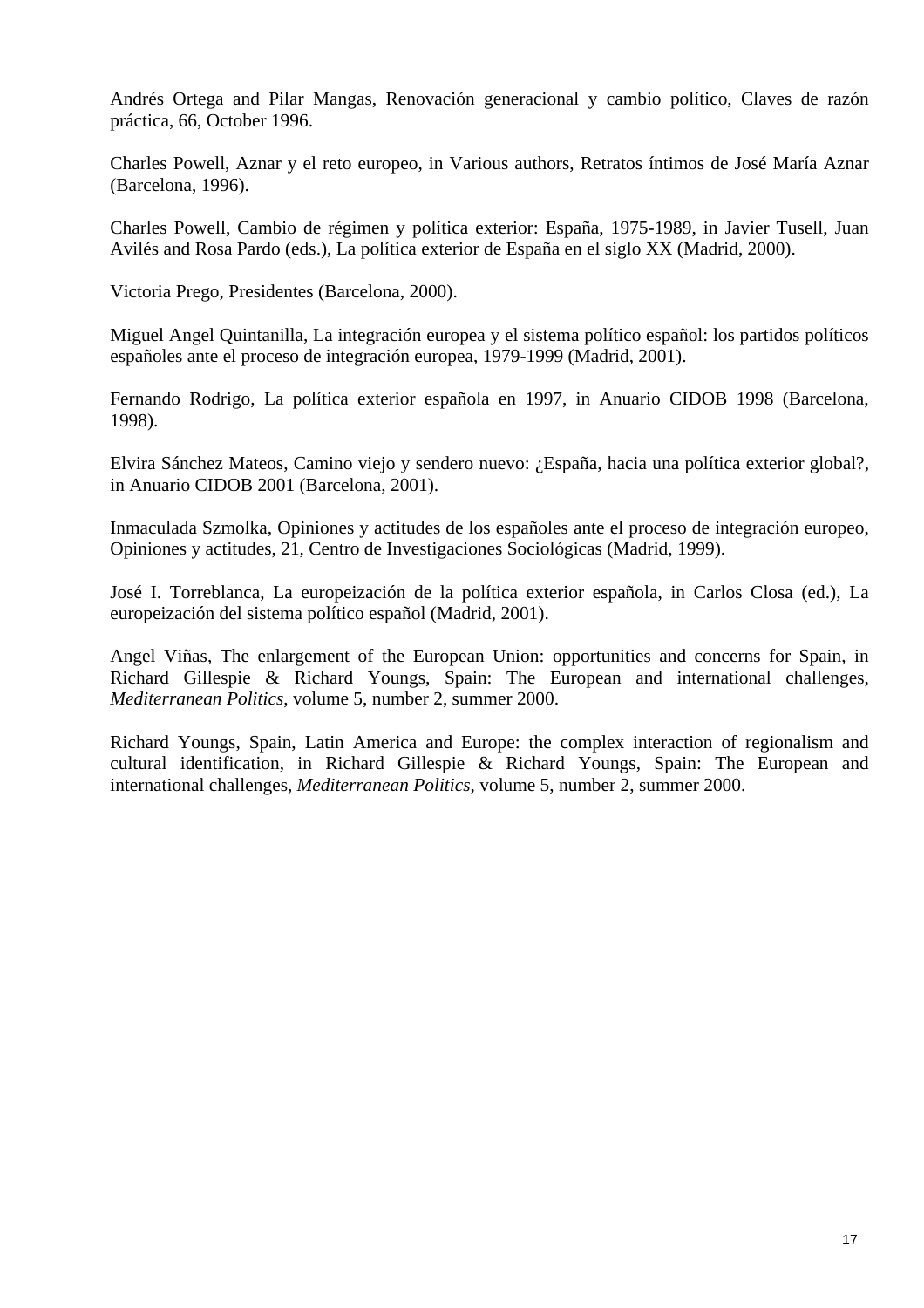Andrés Ortega and Pilar Mangas, Renovación generacional y cambio político, Claves de razón práctica, 66, October 1996.

Charles Powell, Aznar y el reto europeo, in Various authors, Retratos íntimos de José María Aznar (Barcelona, 1996).

Charles Powell, Cambio de régimen y política exterior: España, 1975-1989, in Javier Tusell, Juan Avilés and Rosa Pardo (eds.), La política exterior de España en el siglo XX (Madrid, 2000).

Victoria Prego, Presidentes (Barcelona, 2000).

Miguel Angel Quintanilla, La integración europea y el sistema político español: los partidos políticos españoles ante el proceso de integración europea, 1979-1999 (Madrid, 2001).

Fernando Rodrigo, La política exterior española en 1997, in Anuario CIDOB 1998 (Barcelona, 1998).

Elvira Sánchez Mateos, Camino viejo y sendero nuevo: ¿España, hacia una política exterior global?, in Anuario CIDOB 2001 (Barcelona, 2001).

Inmaculada Szmolka, Opiniones y actitudes de los españoles ante el proceso de integración europeo, Opiniones y actitudes, 21, Centro de Investigaciones Sociológicas (Madrid, 1999).

José I. Torreblanca, La europeización de la política exterior española, in Carlos Closa (ed.), La europeización del sistema político español (Madrid, 2001).

Angel Viñas, The enlargement of the European Union: opportunities and concerns for Spain, in Richard Gillespie & Richard Youngs, Spain: The European and international challenges, *Mediterranean Politics*, volume 5, number 2, summer 2000.

Richard Youngs, Spain, Latin America and Europe: the complex interaction of regionalism and cultural identification, in Richard Gillespie & Richard Youngs, Spain: The European and international challenges, *Mediterranean Politics*, volume 5, number 2, summer 2000.